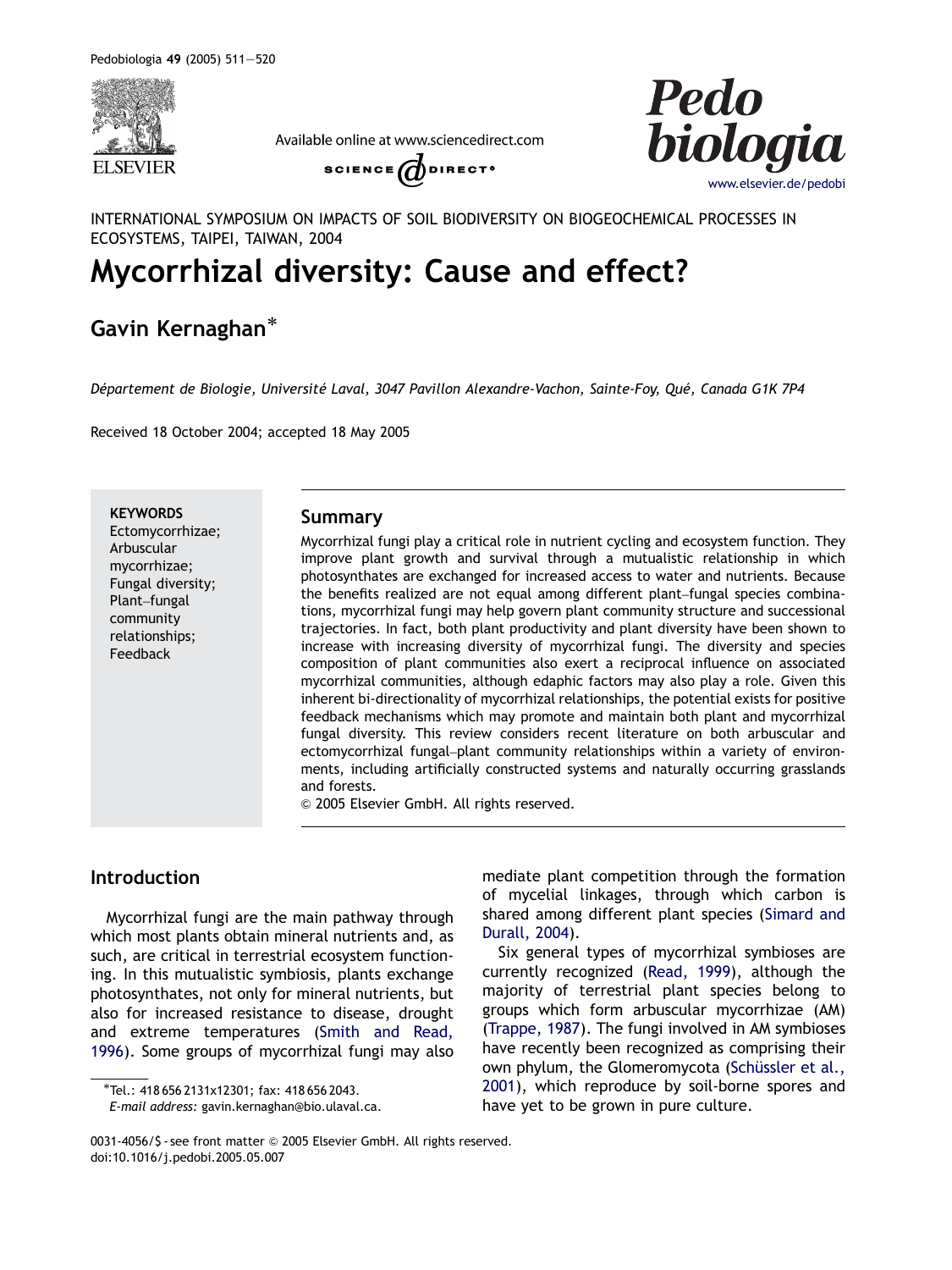INTERNATIONAL SYMPOSIUM ON IMPACTS OF SOIL BIODIVERSITY ON BIOGEOCHEMICAL PROCESSES IN ECOSYSTEMS, TAIPEI, TAIWAN, 2004

# Mycorrhizal diversity: Cause and effect?

## Gavin Kernaghan*

*Département de Biologie, Université Laval, 3047 Pavillon Alexandre-Vachon, Sainte-Foy, Qué, Canada G1K 7P4*

Received 18 October 2004; accepted 18 May 2005

**KEYWORDS**
Ectomycorrhizae;
Arbuscular mycorrhizae;
Fungal diversity;
Plant–fungal community relationships;
Feedback

## Summary

Mycorrhizal fungi play a critical role in nutrient cycling and ecosystem function. They improve plant growth and survival through a mutualistic relationship in which photosynthates are exchanged for increased access to water and nutrients. Because the benefits realized are not equal among different plant–fungal species combinations, mycorrhizal fungi may help govern plant community structure and successional trajectories. In fact, both plant productivity and plant diversity have been shown to increase with increasing diversity of mycorrhizal fungi. The diversity and species composition of plant communities also exert a reciprocal influence on associated mycorrhizal communities, although edaphic factors may also play a role. Given this inherent bi-directionality of mycorrhizal relationships, the potential exists for positive feedback mechanisms which may promote and maintain both plant and mycorrhizal fungal diversity. This review considers recent literature on both arbuscular and ectomycorrhizal fungal–plant community relationships within a variety of environments, including artificially constructed systems and naturally occurring grasslands and forests.

© 2005 Elsevier GmbH. All rights reserved.

## Introduction

Mycorrhizal fungi are the main pathway through which most plants obtain mineral nutrients and, as such, are critical in terrestrial ecosystem functioning. In this mutualistic symbiosis, plants exchange photosynthates, not only for mineral nutrients, but also for increased resistance to disease, drought and extreme temperatures (Smith and Read, 1996). Some groups of mycorrhizal fungi may also mediate plant competition through the formation of mycelial linkages, through which carbon is shared among different plant species (Simard and Durall, 2004).

Six general types of mycorrhizal symbioses are currently recognized (Read, 1999), although the majority of terrestrial plant species belong to groups which form arbuscular mycorrhizae (AM) (Trappe, 1987). The fungi involved in AM symbioses have recently been recognized as comprising their own phylum, the Glomeromycota (Schüssler et al., 2001), which reproduce by soil-borne spores and have yet to be grown in pure culture.

*Tel.: 418 656 2131x12301; fax: 418 656 2043.
*E-mail address:* gavin.kernaghan@bio.ulaval.ca.

0031-4056/$ - see front matter © 2005 Elsevier GmbH. All rights reserved.
doi:10.1016/j.pedobi.2005.05.007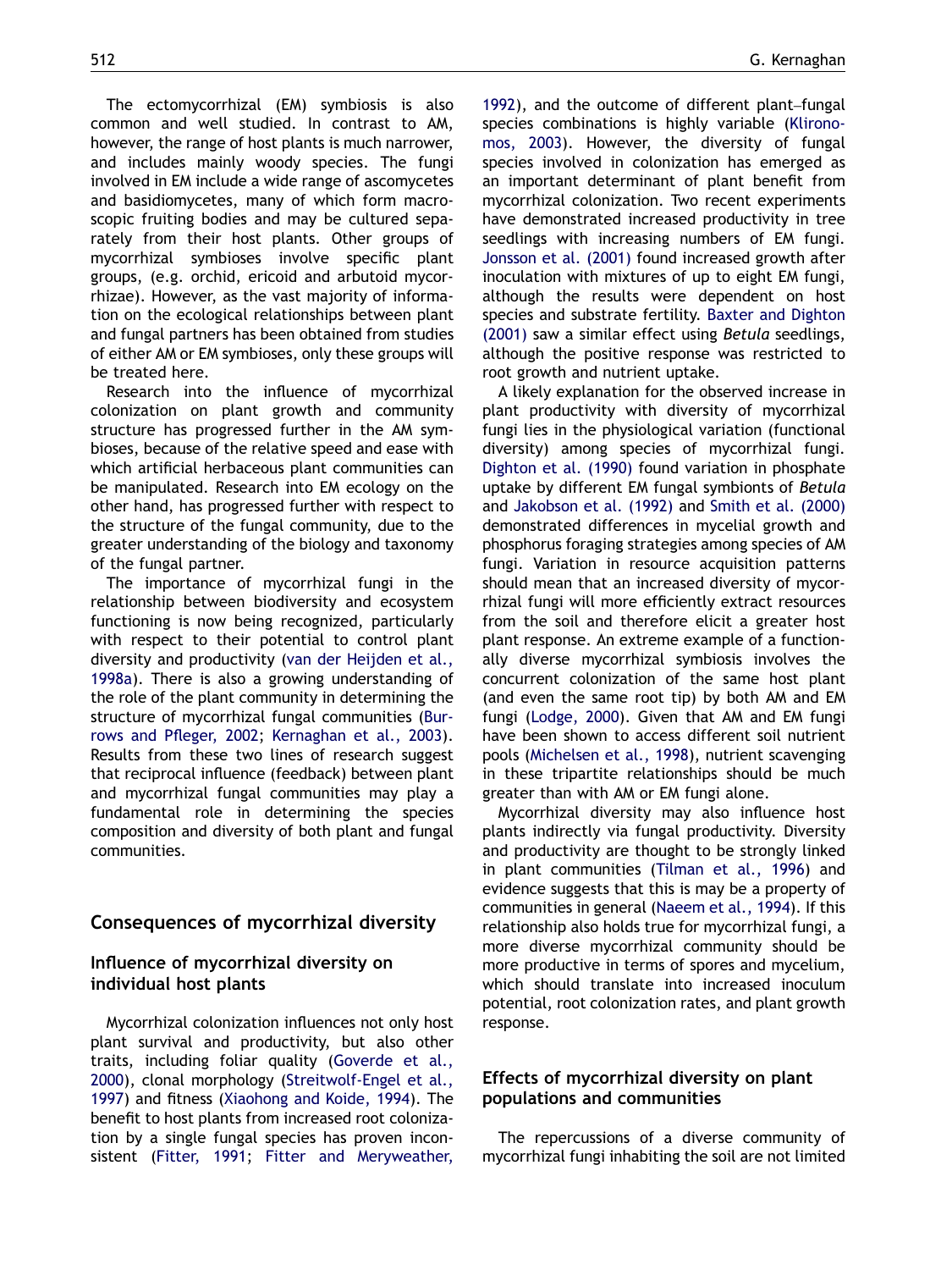The ectomycorrhizal (EM) symbiosis is also common and well studied. In contrast to AM, however, the range of host plants is much narrower, and includes mainly woody species. The fungi involved in EM include a wide range of ascomycetes and basidiomycetes, many of which form macroscopic fruiting bodies and may be cultured separately from their host plants. Other groups of mycorrhizal symbioses involve specific plant groups, (e.g. orchid, ericoid and arbutoid mycorrhizae). However, as the vast majority of information on the ecological relationships between plant and fungal partners has been obtained from studies of either AM or EM symbioses, only these groups will be treated here.

Research into the influence of mycorrhizal colonization on plant growth and community structure has progressed further in the AM symbioses, because of the relative speed and ease with which artificial herbaceous plant communities can be manipulated. Research into EM ecology on the other hand, has progressed further with respect to the structure of the fungal community, due to the greater understanding of the biology and taxonomy of the fungal partner.

The importance of mycorrhizal fungi in the relationship between biodiversity and ecosystem functioning is now being recognized, particularly with respect to their potential to control plant diversity and productivity (van der Heijden et al., 1998a). There is also a growing understanding of the role of the plant community in determining the structure of mycorrhizal fungal communities (Burrows and Pfleger, 2002; Kernaghan et al., 2003). Results from these two lines of research suggest that reciprocal influence (feedback) between plant and mycorrhizal fungal communities may play a fundamental role in determining the species composition and diversity of both plant and fungal communities.

## Consequences of mycorrhizal diversity

### Influence of mycorrhizal diversity on individual host plants

Mycorrhizal colonization influences not only host plant survival and productivity, but also other traits, including foliar quality (Goverde et al., 2000), clonal morphology (Streitwolf-Engel et al., 1997) and fitness (Xiaohong and Koide, 1994). The benefit to host plants from increased root colonization by a single fungal species has proven inconsistent (Fitter, 1991; Fitter and Meryweather, 1992), and the outcome of different plant–fungal species combinations is highly variable (Klironomos, 2003). However, the diversity of fungal species involved in colonization has emerged as an important determinant of plant benefit from mycorrhizal colonization. Two recent experiments have demonstrated increased productivity in tree seedlings with increasing numbers of EM fungi. Jonsson et al. (2001) found increased growth after inoculation with mixtures of up to eight EM fungi, although the results were dependent on host species and substrate fertility. Baxter and Dighton (2001) saw a similar effect using *Betula* seedlings, although the positive response was restricted to root growth and nutrient uptake.

A likely explanation for the observed increase in plant productivity with diversity of mycorrhizal fungi lies in the physiological variation (functional diversity) among species of mycorrhizal fungi. Dighton et al. (1990) found variation in phosphate uptake by different EM fungal symbionts of *Betula* and Jakobson et al. (1992) and Smith et al. (2000) demonstrated differences in mycelial growth and phosphorus foraging strategies among species of AM fungi. Variation in resource acquisition patterns should mean that an increased diversity of mycorrhizal fungi will more efficiently extract resources from the soil and therefore elicit a greater host plant response. An extreme example of a functionally diverse mycorrhizal symbiosis involves the concurrent colonization of the same host plant (and even the same root tip) by both AM and EM fungi (Lodge, 2000). Given that AM and EM fungi have been shown to access different soil nutrient pools (Michelsen et al., 1998), nutrient scavenging in these tripartite relationships should be much greater than with AM or EM fungi alone.

Mycorrhizal diversity may also influence host plants indirectly via fungal productivity. Diversity and productivity are thought to be strongly linked in plant communities (Tilman et al., 1996) and evidence suggests that this is may be a property of communities in general (Naeem et al., 1994). If this relationship also holds true for mycorrhizal fungi, a more diverse mycorrhizal community should be more productive in terms of spores and mycelium, which should translate into increased inoculum potential, root colonization rates, and plant growth response.

### Effects of mycorrhizal diversity on plant populations and communities

The repercussions of a diverse community of mycorrhizal fungi inhabiting the soil are not limited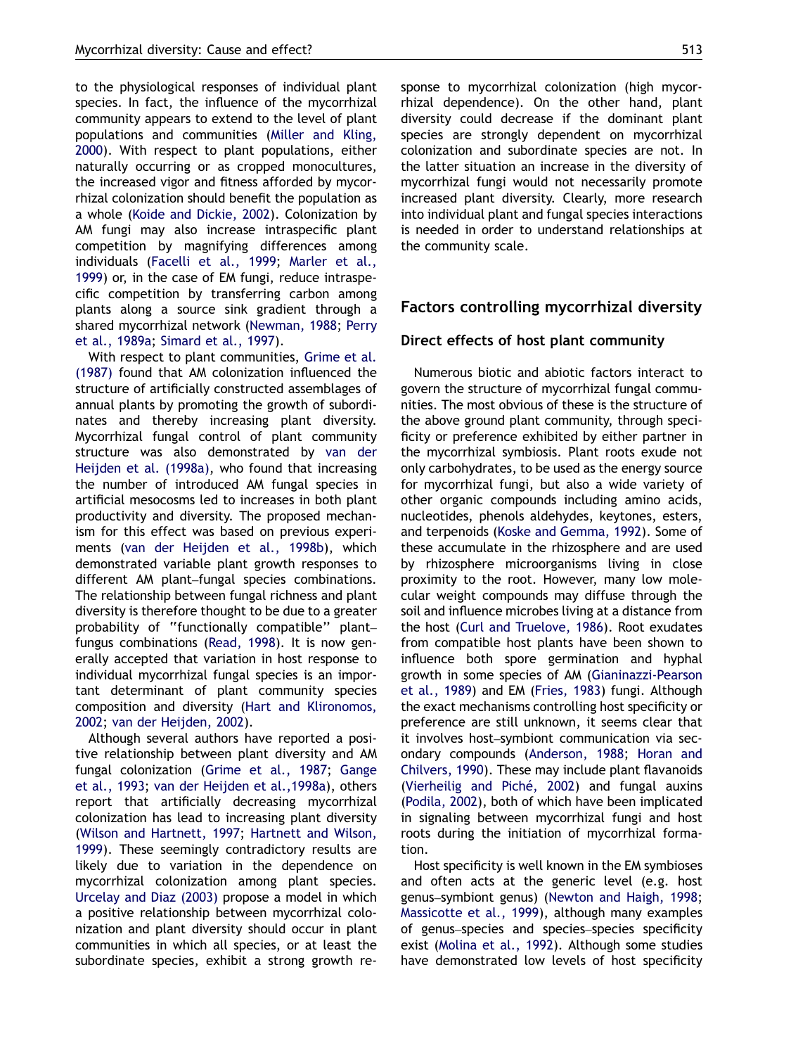to the physiological responses of individual plant species. In fact, the influence of the mycorrhizal community appears to extend to the level of plant populations and communities (Miller and Kling, 2000). With respect to plant populations, either naturally occurring or as cropped monocultures, the increased vigor and fitness afforded by mycorrhizal colonization should benefit the population as a whole (Koide and Dickie, 2002). Colonization by AM fungi may also increase intraspecific plant competition by magnifying differences among individuals (Facelli et al., 1999; Marler et al., 1999) or, in the case of EM fungi, reduce intraspecific competition by transferring carbon among plants along a source sink gradient through a shared mycorrhizal network (Newman, 1988; Perry et al., 1989a; Simard et al., 1997).

With respect to plant communities, Grime et al. (1987) found that AM colonization influenced the structure of artificially constructed assemblages of annual plants by promoting the growth of subordinates and thereby increasing plant diversity. Mycorrhizal fungal control of plant community structure was also demonstrated by van der Heijden et al. (1998a), who found that increasing the number of introduced AM fungal species in artificial mesocosms led to increases in both plant productivity and diversity. The proposed mechanism for this effect was based on previous experiments (van der Heijden et al., 1998b), which demonstrated variable plant growth responses to different AM plant–fungal species combinations. The relationship between fungal richness and plant diversity is therefore thought to be due to a greater probability of "functionally compatible" plant–fungus combinations (Read, 1998). It is now generally accepted that variation in host response to individual mycorrhizal fungal species is an important determinant of plant community species composition and diversity (Hart and Klironomos, 2002; van der Heijden, 2002).

Although several authors have reported a positive relationship between plant diversity and AM fungal colonization (Grime et al., 1987; Gange et al., 1993; van der Heijden et al.,1998a), others report that artificially decreasing mycorrhizal colonization has lead to increasing plant diversity (Wilson and Hartnett, 1997; Hartnett and Wilson, 1999). These seemingly contradictory results are likely due to variation in the dependence on mycorrhizal colonization among plant species. Urcelay and Diaz (2003) propose a model in which a positive relationship between mycorrhizal colonization and plant diversity should occur in plant communities in which all species, or at least the subordinate species, exhibit a strong growth response to mycorrhizal colonization (high mycorrhizal dependence). On the other hand, plant diversity could decrease if the dominant plant species are strongly dependent on mycorrhizal colonization and subordinate species are not. In the latter situation an increase in the diversity of mycorrhizal fungi would not necessarily promote increased plant diversity. Clearly, more research into individual plant and fungal species interactions is needed in order to understand relationships at the community scale.

## Factors controlling mycorrhizal diversity

### Direct effects of host plant community

Numerous biotic and abiotic factors interact to govern the structure of mycorrhizal fungal communities. The most obvious of these is the structure of the above ground plant community, through specificity or preference exhibited by either partner in the mycorrhizal symbiosis. Plant roots exude not only carbohydrates, to be used as the energy source for mycorrhizal fungi, but also a wide variety of other organic compounds including amino acids, nucleotides, phenols aldehydes, keytones, esters, and terpenoids (Koske and Gemma, 1992). Some of these accumulate in the rhizosphere and are used by rhizosphere microorganisms living in close proximity to the root. However, many low molecular weight compounds may diffuse through the soil and influence microbes living at a distance from the host (Curl and Truelove, 1986). Root exudates from compatible host plants have been shown to influence both spore germination and hyphal growth in some species of AM (Gianinazzi-Pearson et al., 1989) and EM (Fries, 1983) fungi. Although the exact mechanisms controlling host specificity or preference are still unknown, it seems clear that it involves host–symbiont communication via secondary compounds (Anderson, 1988; Horan and Chilvers, 1990). These may include plant flavanoids (Vierheilig and Piché, 2002) and fungal auxins (Podila, 2002), both of which have been implicated in signaling between mycorrhizal fungi and host roots during the initiation of mycorrhizal formation.

Host specificity is well known in the EM symbioses and often acts at the generic level (e.g. host genus–symbiont genus) (Newton and Haigh, 1998; Massicotte et al., 1999), although many examples of genus–species and species–species specificity exist (Molina et al., 1992). Although some studies have demonstrated low levels of host specificity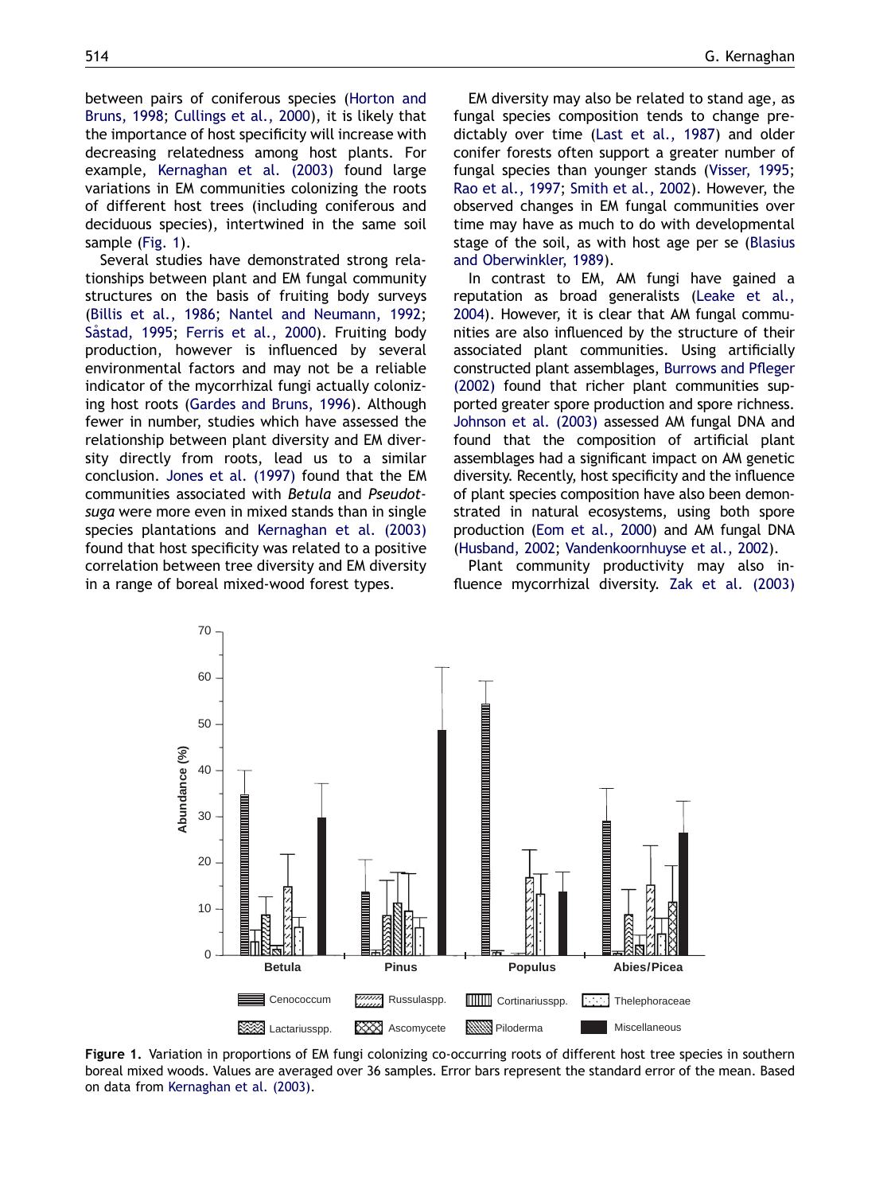between pairs of coniferous species (Horton and Bruns, 1998; Cullings et al., 2000), it is likely that the importance of host specificity will increase with decreasing relatedness among host plants. For example, Kernaghan et al. (2003) found large variations in EM communities colonizing the roots of different host trees (including coniferous and deciduous species), intertwined in the same soil sample (Fig. 1).

Several studies have demonstrated strong relationships between plant and EM fungal community structures on the basis of fruiting body surveys (Billis et al., 1986; Nantel and Neumann, 1992; Såstad, 1995; Ferris et al., 2000). Fruiting body production, however is influenced by several environmental factors and may not be a reliable indicator of the mycorrhizal fungi actually colonizing host roots (Gardes and Bruns, 1996). Although fewer in number, studies which have assessed the relationship between plant diversity and EM diversity directly from roots, lead us to a similar conclusion. Jones et al. (1997) found that the EM communities associated with *Betula* and *Pseudotsuga* were more even in mixed stands than in single species plantations and Kernaghan et al. (2003) found that host specificity was related to a positive correlation between tree diversity and EM diversity in a range of boreal mixed-wood forest types.

EM diversity may also be related to stand age, as fungal species composition tends to change predictably over time (Last et al., 1987) and older conifer forests often support a greater number of fungal species than younger stands (Visser, 1995; Rao et al., 1997; Smith et al., 2002). However, the observed changes in EM fungal communities over time may have as much to do with developmental stage of the soil, as with host age per se (Blasius and Oberwinkler, 1989).

In contrast to EM, AM fungi have gained a reputation as broad generalists (Leake et al., 2004). However, it is clear that AM fungal communities are also influenced by the structure of their associated plant communities. Using artificially constructed plant assemblages, Burrows and Pfleger (2002) found that richer plant communities supported greater spore production and spore richness. Johnson et al. (2003) assessed AM fungal DNA and found that the composition of artificial plant assemblages had a significant impact on AM genetic diversity. Recently, host specificity and the influence of plant species composition have also been demonstrated in natural ecosystems, using both spore production (Eom et al., 2000) and AM fungal DNA (Husband, 2002; Vandenkoornhuyse et al., 2002).

Plant community productivity may also influence mycorrhizal diversity. Zak et al. (2003)

**Figure 1.** Variation in proportions of EM fungi colonizing co-occurring roots of different host tree species in southern boreal mixed woods. Values are averaged over 36 samples. Error bars represent the standard error of the mean. Based on data from Kernaghan et al. (2003).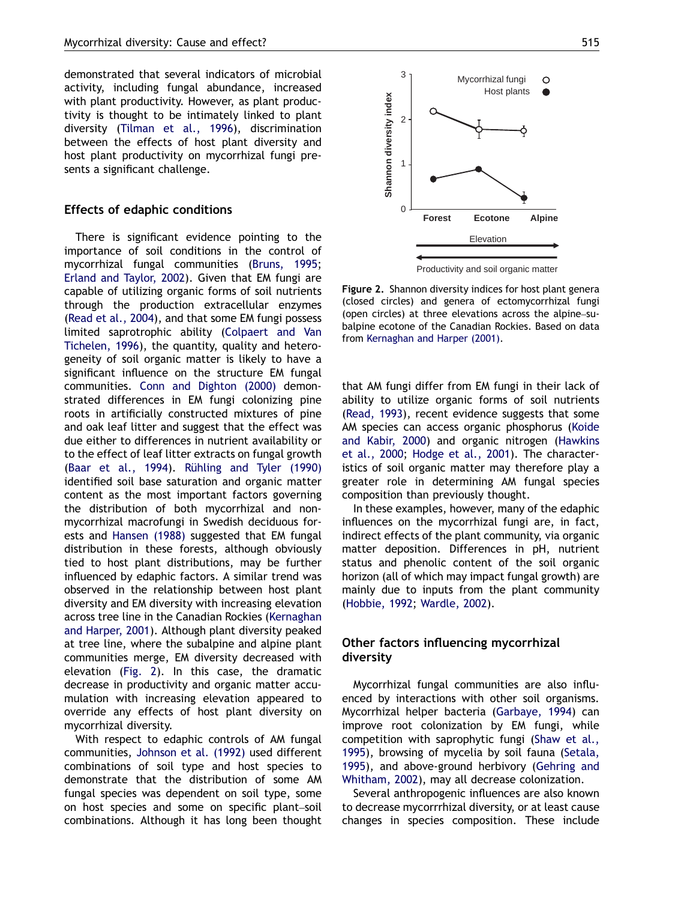demonstrated that several indicators of microbial activity, including fungal abundance, increased with plant productivity. However, as plant productivity is thought to be intimately linked to plant diversity (Tilman et al., 1996), discrimination between the effects of host plant diversity and host plant productivity on mycorrhizal fungi presents a significant challenge.

## Effects of edaphic conditions

There is significant evidence pointing to the importance of soil conditions in the control of mycorrhizal fungal communities (Bruns, 1995; Erland and Taylor, 2002). Given that EM fungi are capable of utilizing organic forms of soil nutrients through the production extracellular enzymes (Read et al., 2004), and that some EM fungi possess limited saprotrophic ability (Colpaert and Van Tichelen, 1996), the quantity, quality and heterogeneity of soil organic matter is likely to have a significant influence on the structure EM fungal communities. Conn and Dighton (2000) demonstrated differences in EM fungi colonizing pine roots in artificially constructed mixtures of pine and oak leaf litter and suggest that the effect was due either to differences in nutrient availability or to the effect of leaf litter extracts on fungal growth (Baar et al., 1994). Rühling and Tyler (1990) identified soil base saturation and organic matter content as the most important factors governing the distribution of both mycorrhizal and non-mycorrhizal macrofungi in Swedish deciduous forests and Hansen (1988) suggested that EM fungal distribution in these forests, although obviously tied to host plant distributions, may be further influenced by edaphic factors. A similar trend was observed in the relationship between host plant diversity and EM diversity with increasing elevation across tree line in the Canadian Rockies (Kernaghan and Harper, 2001). Although plant diversity peaked at tree line, where the subalpine and alpine plant communities merge, EM diversity decreased with elevation (Fig. 2). In this case, the dramatic decrease in productivity and organic matter accumulation with increasing elevation appeared to override any effects of host plant diversity on mycorrhizal diversity.

With respect to edaphic controls of AM fungal communities, Johnson et al. (1992) used different combinations of soil type and host species to demonstrate that the distribution of some AM fungal species was dependent on soil type, some on host species and some on specific plant–soil combinations. Although it has long been thought that AM fungi differ from EM fungi in their lack of ability to utilize organic forms of soil nutrients (Read, 1993), recent evidence suggests that some AM species can access organic phosphorus (Koide and Kabir, 2000) and organic nitrogen (Hawkins et al., 2000; Hodge et al., 2001). The characteristics of soil organic matter may therefore play a greater role in determining AM fungal species composition than previously thought.

In these examples, however, many of the edaphic influences on the mycorrhizal fungi are, in fact, indirect effects of the plant community, via organic matter deposition. Differences in pH, nutrient status and phenolic content of the soil organic horizon (all of which may impact fungal growth) are mainly due to inputs from the plant community (Hobbie, 1992; Wardle, 2002).

**Figure 2.** Shannon diversity indices for host plant genera (closed circles) and genera of ectomycorrhizal fungi (open circles) at three elevations across the alpine–subalpine ecotone of the Canadian Rockies. Based on data from Kernaghan and Harper (2001).

## Other factors influencing mycorrhizal diversity

Mycorrhizal fungal communities are also influenced by interactions with other soil organisms. Mycorrhizal helper bacteria (Garbaye, 1994) can improve root colonization by EM fungi, while competition with saprophytic fungi (Shaw et al., 1995), browsing of mycelia by soil fauna (Setala, 1995), and above-ground herbivory (Gehring and Whitham, 2002), may all decrease colonization.

Several anthropogenic influences are also known to decrease mycorrhizal diversity, or at least cause changes in species composition. These include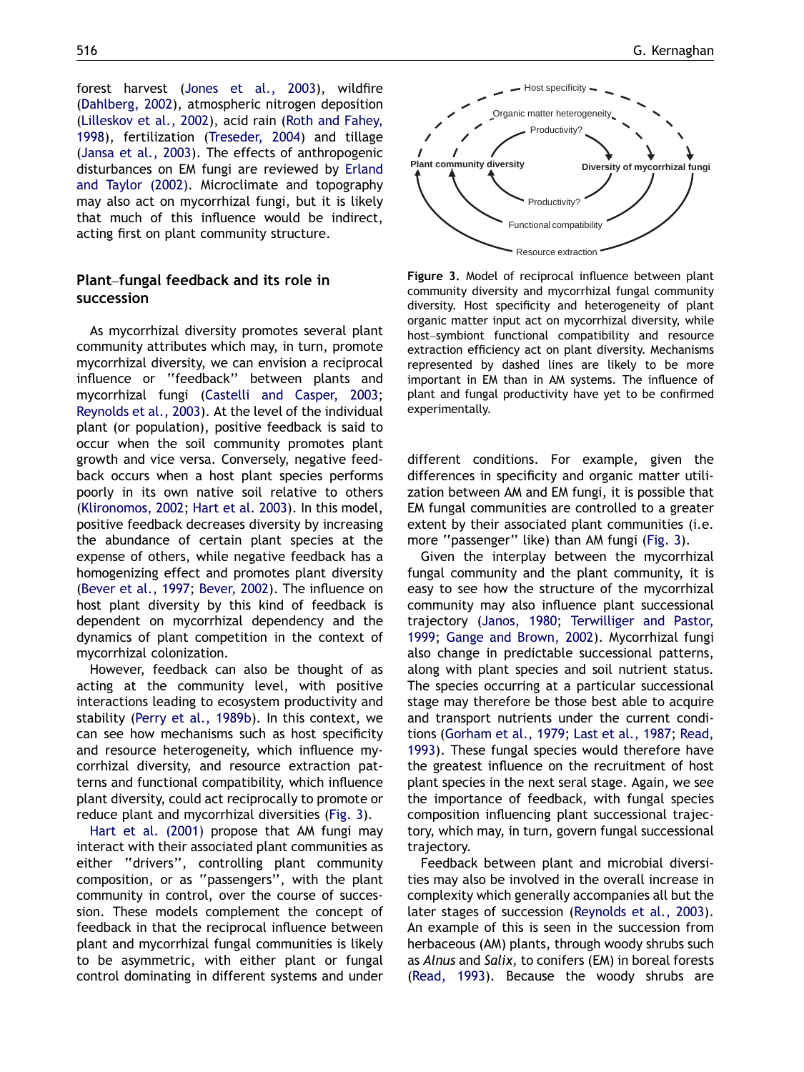forest harvest (Jones et al., 2003), wildfire (Dahlberg, 2002), atmospheric nitrogen deposition (Lilleskov et al., 2002), acid rain (Roth and Fahey, 1998), fertilization (Treseder, 2004) and tillage (Jansa et al., 2003). The effects of anthropogenic disturbances on EM fungi are reviewed by Erland and Taylor (2002). Microclimate and topography may also act on mycorrhizal fungi, but it is likely that much of this influence would be indirect, acting first on plant community structure.

## Plant–fungal feedback and its role in succession

As mycorrhizal diversity promotes several plant community attributes which may, in turn, promote mycorrhizal diversity, we can envision a reciprocal influence or "feedback" between plants and mycorrhizal fungi (Castelli and Casper, 2003; Reynolds et al., 2003). At the level of the individual plant (or population), positive feedback is said to occur when the soil community promotes plant growth and vice versa. Conversely, negative feedback occurs when a host plant species performs poorly in its own native soil relative to others (Klironomos, 2002; Hart et al. 2003). In this model, positive feedback decreases diversity by increasing the abundance of certain plant species at the expense of others, while negative feedback has a homogenizing effect and promotes plant diversity (Bever et al., 1997; Bever, 2002). The influence on host plant diversity by this kind of feedback is dependent on mycorrhizal dependency and the dynamics of plant competition in the context of mycorrhizal colonization.

However, feedback can also be thought of as acting at the community level, with positive interactions leading to ecosystem productivity and stability (Perry et al., 1989b). In this context, we can see how mechanisms such as host specificity and resource heterogeneity, which influence mycorrhizal diversity, and resource extraction patterns and functional compatibility, which influence plant diversity, could act reciprocally to promote or reduce plant and mycorrhizal diversities (Fig. 3).

Hart et al. (2001) propose that AM fungi may interact with their associated plant communities as either "drivers", controlling plant community composition, or as "passengers", with the plant community in control, over the course of succession. These models complement the concept of feedback in that the reciprocal influence between plant and mycorrhizal fungal communities is likely to be asymmetric, with either plant or fungal control dominating in different systems and under different conditions. For example, given the differences in specificity and organic matter utilization between AM and EM fungi, it is possible that EM fungal communities are controlled to a greater extent by their associated plant communities (i.e. more "passenger" like) than AM fungi (Fig. 3).

**Figure 3.** Model of reciprocal influence between plant community diversity and mycorrhizal fungal community diversity. Host specificity and heterogeneity of plant organic matter input act on mycorrhizal diversity, while host–symbiont functional compatibility and resource extraction efficiency act on plant diversity. Mechanisms represented by dashed lines are likely to be more important in EM than in AM systems. The influence of plant and fungal productivity have yet to be confirmed experimentally.

Given the interplay between the mycorrhizal fungal community and the plant community, it is easy to see how the structure of the mycorrhizal community may also influence plant successional trajectory (Janos, 1980; Terwilliger and Pastor, 1999; Gange and Brown, 2002). Mycorrhizal fungi also change in predictable successional patterns, along with plant species and soil nutrient status. The species occurring at a particular successional stage may therefore be those best able to acquire and transport nutrients under the current conditions (Gorham et al., 1979; Last et al., 1987; Read, 1993). These fungal species would therefore have the greatest influence on the recruitment of host plant species in the next seral stage. Again, we see the importance of feedback, with fungal species composition influencing plant successional trajectory, which may, in turn, govern fungal successional trajectory.

Feedback between plant and microbial diversities may also be involved in the overall increase in complexity which generally accompanies all but the later stages of succession (Reynolds et al., 2003). An example of this is seen in the succession from herbaceous (AM) plants, through woody shrubs such as *Alnus* and *Salix*, to conifers (EM) in boreal forests (Read, 1993). Because the woody shrubs are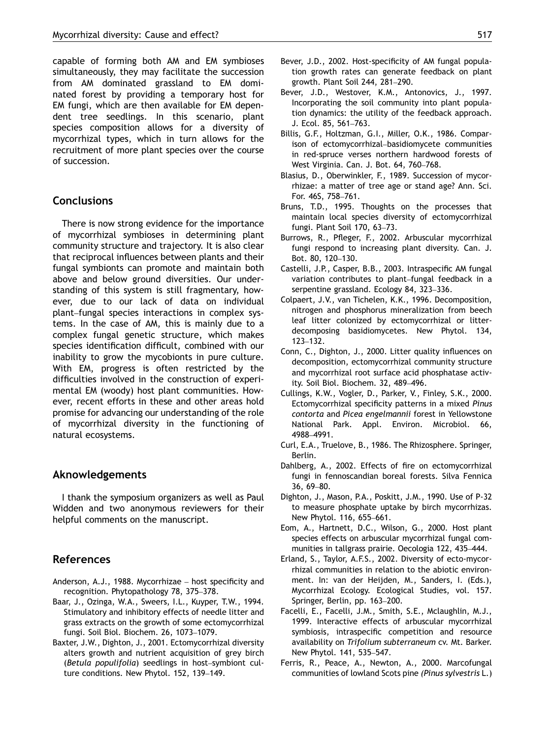capable of forming both AM and EM symbioses simultaneously, they may facilitate the succession from AM dominated grassland to EM dominated forest by providing a temporary host for EM fungi, which are then available for EM dependent tree seedlings. In this scenario, plant species composition allows for a diversity of mycorrhizal types, which in turn allows for the recruitment of more plant species over the course of succession.

## Conclusions

There is now strong evidence for the importance of mycorrhizal symbioses in determining plant community structure and trajectory. It is also clear that reciprocal influences between plants and their fungal symbionts can promote and maintain both above and below ground diversities. Our understanding of this system is still fragmentary, however, due to our lack of data on individual plant–fungal species interactions in complex systems. In the case of AM, this is mainly due to a complex fungal genetic structure, which makes species identification difficult, combined with our inability to grow the mycobionts in pure culture. With EM, progress is often restricted by the difficulties involved in the construction of experimental EM (woody) host plant communities. However, recent efforts in these and other areas hold promise for advancing our understanding of the role of mycorrhizal diversity in the functioning of natural ecosystems.

## Aknowledgements

I thank the symposium organizers as well as Paul Widden and two anonymous reviewers for their helpful comments on the manuscript.

## References

Anderson, A.J., 1988. Mycorrhizae – host specificity and recognition. Phytopathology 78, 375–378.

Baar, J., Ozinga, W.A., Sweers, I.L., Kuyper, T.W., 1994. Stimulatory and inhibitory effects of needle litter and grass extracts on the growth of some ectomycorrhizal fungi. Soil Biol. Biochem. 26, 1073–1079.

Baxter, J.W., Dighton, J., 2001. Ectomycorrhizal diversity alters growth and nutrient acquisition of grey birch (*Betula populifolia*) seedlings in host–symbiont culture conditions. New Phytol. 152, 139–149.

Bever, J.D., 2002. Host-specificity of AM fungal population growth rates can generate feedback on plant growth. Plant Soil 244, 281–290.

Bever, J.D., Westover, K.M., Antonovics, J., 1997. Incorporating the soil community into plant population dynamics: the utility of the feedback approach. J. Ecol. 85, 561–763.

Billis, G.F., Holtzman, G.I., Miller, O.K., 1986. Comparison of ectomycorrhizal–basidiomycete communities in red-spruce verses northern hardwood forests of West Virginia. Can. J. Bot. 64, 760–768.

Blasius, D., Oberwinkler, F., 1989. Succession of mycorrhizae: a matter of tree age or stand age? Ann. Sci. For. 46S, 758–761.

Bruns, T.D., 1995. Thoughts on the processes that maintain local species diversity of ectomycorrhizal fungi. Plant Soil 170, 63–73.

Burrows, R., Pfleger, F., 2002. Arbuscular mycorrhizal fungi respond to increasing plant diversity. Can. J. Bot. 80, 120–130.

Castelli, J.P., Casper, B.B., 2003. Intraspecific AM fungal variation contributes to plant–fungal feedback in a serpentine grassland. Ecology 84, 323–336.

Colpaert, J.V., van Tichelen, K.K., 1996. Decomposition, nitrogen and phosphorus mineralization from beech leaf litter colonized by ectomycorrhizal or litter-decomposing basidiomycetes. New Phytol. 134, 123–132.

Conn, C., Dighton, J., 2000. Litter quality influences on decomposition, ectomycorrhizal community structure and mycorrhizal root surface acid phosphatase activity. Soil Biol. Biochem. 32, 489–496.

Cullings, K.W., Vogler, D., Parker, V., Finley, S.K., 2000. Ectomycorrhizal specificity patterns in a mixed *Pinus contorta* and *Picea engelmannii* forest in Yellowstone National Park. Appl. Environ. Microbiol. 66, 4988–4991.

Curl, E.A., Truelove, B., 1986. The Rhizosphere. Springer, Berlin.

Dahlberg, A., 2002. Effects of fire on ectomycorrhizal fungi in fennoscandian boreal forests. Silva Fennica 36, 69–80.

Dighton, J., Mason, P.A., Poskitt, J.M., 1990. Use of P-32 to measure phosphate uptake by birch mycorrhizas. New Phytol. 116, 655–661.

Eom, A., Hartnett, D.C., Wilson, G., 2000. Host plant species effects on arbuscular mycorrhizal fungal communities in tallgrass prairie. Oecologia 122, 435–444.

Erland, S., Taylor, A.F.S., 2002. Diversity of ecto-mycorrhizal communities in relation to the abiotic environment. In: van der Heijden, M., Sanders, I. (Eds.), Mycorrhizal Ecology. Ecological Studies, vol. 157. Springer, Berlin, pp. 163–200.

Facelli, E., Facelli, J.M., Smith, S.E., Mclaughlin, M.J., 1999. Interactive effects of arbuscular mycorrhizal symbiosis, intraspecific competition and resource availability on *Trifolium subterraneum* cv. Mt. Barker. New Phytol. 141, 535–547.

Ferris, R., Peace, A., Newton, A., 2000. Marcofungal communities of lowland Scots pine *(Pinus sylvestris* L.)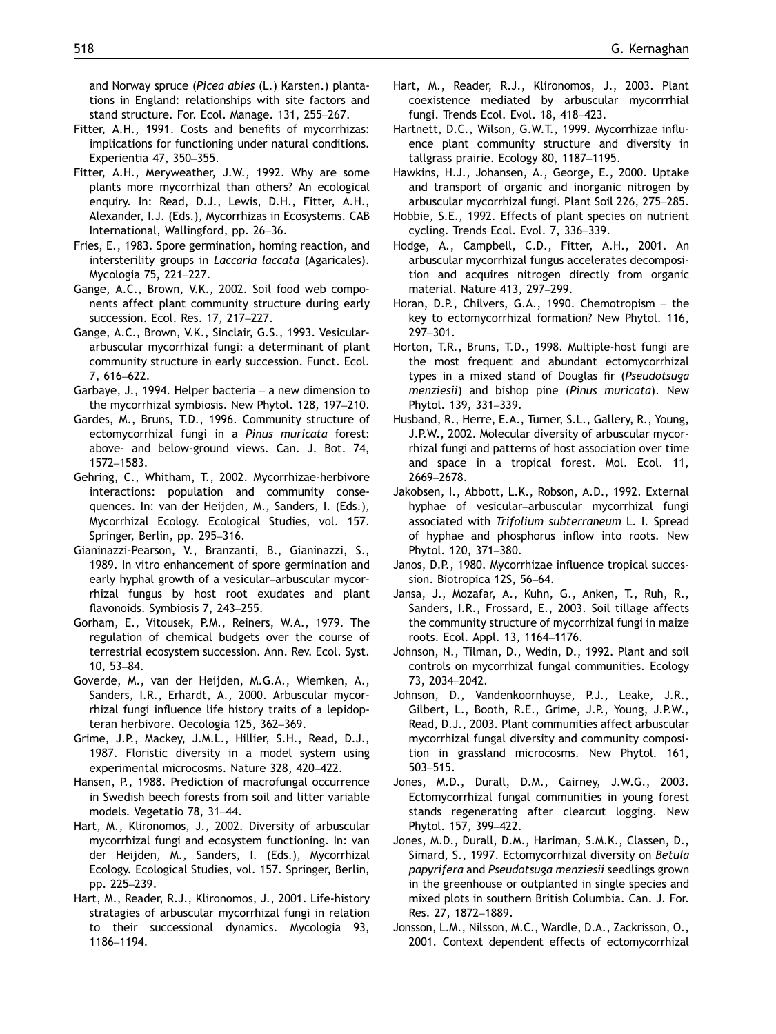and Norway spruce (*Picea abies* (L.) Karsten.) plantations in England: relationships with site factors and stand structure. For. Ecol. Manage. 131, 255–267.

Fitter, A.H., 1991. Costs and benefits of mycorrhizas: implications for functioning under natural conditions. Experientia 47, 350–355.

Fitter, A.H., Meryweather, J.W., 1992. Why are some plants more mycorrhizal than others? An ecological enquiry. In: Read, D.J., Lewis, D.H., Fitter, A.H., Alexander, I.J. (Eds.), Mycorrhizas in Ecosystems. CAB International, Wallingford, pp. 26–36.

Fries, E., 1983. Spore germination, homing reaction, and intersterility groups in *Laccaria laccata* (Agaricales). Mycologia 75, 221–227.

Gange, A.C., Brown, V.K., 2002. Soil food web components affect plant community structure during early succession. Ecol. Res. 17, 217–227.

Gange, A.C., Brown, V.K., Sinclair, G.S., 1993. Vesicular-arbuscular mycorrhizal fungi: a determinant of plant community structure in early succession. Funct. Ecol. 7, 616–622.

Garbaye, J., 1994. Helper bacteria – a new dimension to the mycorrhizal symbiosis. New Phytol. 128, 197–210.

Gardes, M., Bruns, T.D., 1996. Community structure of ectomycorrhizal fungi in a *Pinus muricata* forest: above- and below-ground views. Can. J. Bot. 74, 1572–1583.

Gehring, C., Whitham, T., 2002. Mycorrhizae-herbivore interactions: population and community consequences. In: van der Heijden, M., Sanders, I. (Eds.), Mycorrhizal Ecology. Ecological Studies, vol. 157. Springer, Berlin, pp. 295–316.

Gianinazzi-Pearson, V., Branzanti, B., Gianinazzi, S., 1989. In vitro enhancement of spore germination and early hyphal growth of a vesicular–arbuscular mycorrhizal fungus by host root exudates and plant flavonoids. Symbiosis 7, 243–255.

Gorham, E., Vitousek, P.M., Reiners, W.A., 1979. The regulation of chemical budgets over the course of terrestrial ecosystem succession. Ann. Rev. Ecol. Syst. 10, 53–84.

Goverde, M., van der Heijden, M.G.A., Wiemken, A., Sanders, I.R., Erhardt, A., 2000. Arbuscular mycorrhizal fungi influence life history traits of a lepidopteran herbivore. Oecologia 125, 362–369.

Grime, J.P., Mackey, J.M.L., Hillier, S.H., Read, D.J., 1987. Floristic diversity in a model system using experimental microcosms. Nature 328, 420–422.

Hansen, P., 1988. Prediction of macrofungal occurrence in Swedish beech forests from soil and litter variable models. Vegetatio 78, 31–44.

Hart, M., Klironomos, J., 2002. Diversity of arbuscular mycorrhizal fungi and ecosystem functioning. In: van der Heijden, M., Sanders, I. (Eds.), Mycorrhizal Ecology. Ecological Studies, vol. 157. Springer, Berlin, pp. 225–239.

Hart, M., Reader, R.J., Klironomos, J., 2001. Life-history stratagies of arbuscular mycorrhizal fungi in relation to their successional dynamics. Mycologia 93, 1186–1194.

Hart, M., Reader, R.J., Klironomos, J., 2003. Plant coexistence mediated by arbuscular mycorrrhial fungi. Trends Ecol. Evol. 18, 418–423.

Hartnett, D.C., Wilson, G.W.T., 1999. Mycorrhizae influence plant community structure and diversity in tallgrass prairie. Ecology 80, 1187–1195.

Hawkins, H.J., Johansen, A., George, E., 2000. Uptake and transport of organic and inorganic nitrogen by arbuscular mycorrhizal fungi. Plant Soil 226, 275–285.

Hobbie, S.E., 1992. Effects of plant species on nutrient cycling. Trends Ecol. Evol. 7, 336–339.

Hodge, A., Campbell, C.D., Fitter, A.H., 2001. An arbuscular mycorrhizal fungus accelerates decomposition and acquires nitrogen directly from organic material. Nature 413, 297–299.

Horan, D.P., Chilvers, G.A., 1990. Chemotropism – the key to ectomycorrhizal formation? New Phytol. 116, 297–301.

Horton, T.R., Bruns, T.D., 1998. Multiple-host fungi are the most frequent and abundant ectomycorrhizal types in a mixed stand of Douglas fir (*Pseudotsuga menziesii*) and bishop pine (*Pinus muricata*). New Phytol. 139, 331–339.

Husband, R., Herre, E.A., Turner, S.L., Gallery, R., Young, J.P.W., 2002. Molecular diversity of arbuscular mycorrhizal fungi and patterns of host association over time and space in a tropical forest. Mol. Ecol. 11, 2669–2678.

Jakobsen, I., Abbott, L.K., Robson, A.D., 1992. External hyphae of vesicular–arbuscular mycorrhizal fungi associated with *Trifolium subterraneum* L. I. Spread of hyphae and phosphorus inflow into roots. New Phytol. 120, 371–380.

Janos, D.P., 1980. Mycorrhizae influence tropical succession. Biotropica 12S, 56–64.

Jansa, J., Mozafar, A., Kuhn, G., Anken, T., Ruh, R., Sanders, I.R., Frossard, E., 2003. Soil tillage affects the community structure of mycorrhizal fungi in maize roots. Ecol. Appl. 13, 1164–1176.

Johnson, N., Tilman, D., Wedin, D., 1992. Plant and soil controls on mycorrhizal fungal communities. Ecology 73, 2034–2042.

Johnson, D., Vandenkoornhuyse, P.J., Leake, J.R., Gilbert, L., Booth, R.E., Grime, J.P., Young, J.P.W., Read, D.J., 2003. Plant communities affect arbuscular mycorrhizal fungal diversity and community composition in grassland microcosms. New Phytol. 161, 503–515.

Jones, M.D., Durall, D.M., Cairney, J.W.G., 2003. Ectomycorrhizal fungal communities in young forest stands regenerating after clearcut logging. New Phytol. 157, 399–422.

Jones, M.D., Durall, D.M., Hariman, S.M.K., Classen, D., Simard, S., 1997. Ectomycorrhizal diversity on *Betula papyrifera* and *Pseudotsuga menziesii* seedlings grown in the greenhouse or outplanted in single species and mixed plots in southern British Columbia. Can. J. For. Res. 27, 1872–1889.

Jonsson, L.M., Nilsson, M.C., Wardle, D.A., Zackrisson, O., 2001. Context dependent effects of ectomycorrhizal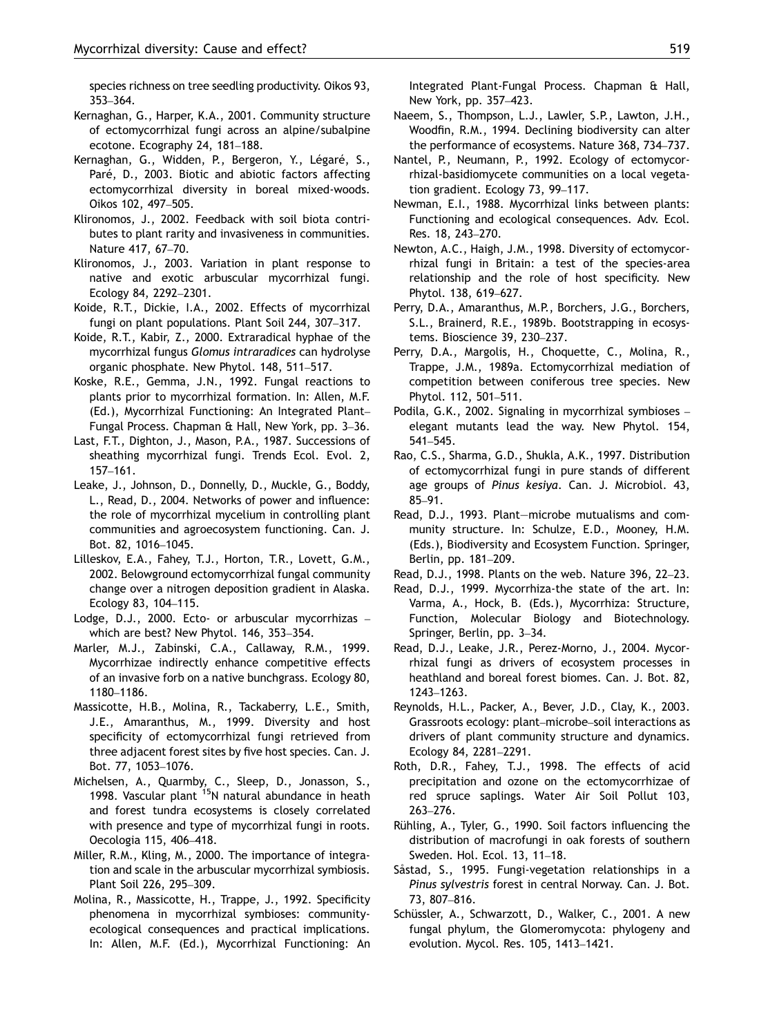species richness on tree seedling productivity. Oikos 93, 353–364.

Kernaghan, G., Harper, K.A., 2001. Community structure of ectomycorrhizal fungi across an alpine/subalpine ecotone. Ecography 24, 181–188.

Kernaghan, G., Widden, P., Bergeron, Y., Légaré, S., Paré, D., 2003. Biotic and abiotic factors affecting ectomycorrhizal diversity in boreal mixed-woods. Oikos 102, 497–505.

Klironomos, J., 2002. Feedback with soil biota contributes to plant rarity and invasiveness in communities. Nature 417, 67–70.

Klironomos, J., 2003. Variation in plant response to native and exotic arbuscular mycorrhizal fungi. Ecology 84, 2292–2301.

Koide, R.T., Dickie, I.A., 2002. Effects of mycorrhizal fungi on plant populations. Plant Soil 244, 307–317.

Koide, R.T., Kabir, Z., 2000. Extraradical hyphae of the mycorrhizal fungus *Glomus intraradices* can hydrolyse organic phosphate. New Phytol. 148, 511–517.

Koske, R.E., Gemma, J.N., 1992. Fungal reactions to plants prior to mycorrhizal formation. In: Allen, M.F. (Ed.), Mycorrhizal Functioning: An Integrated Plant–Fungal Process. Chapman & Hall, New York, pp. 3–36.

Last, F.T., Dighton, J., Mason, P.A., 1987. Successions of sheathing mycorrhizal fungi. Trends Ecol. Evol. 2, 157–161.

Leake, J., Johnson, D., Donnelly, D., Muckle, G., Boddy, L., Read, D., 2004. Networks of power and influence: the role of mycorrhizal mycelium in controlling plant communities and agroecosystem functioning. Can. J. Bot. 82, 1016–1045.

Lilleskov, E.A., Fahey, T.J., Horton, T.R., Lovett, G.M., 2002. Belowground ectomycorrhizal fungal community change over a nitrogen deposition gradient in Alaska. Ecology 83, 104–115.

Lodge, D.J., 2000. Ecto- or arbuscular mycorrhizas – which are best? New Phytol. 146, 353–354.

Marler, M.J., Zabinski, C.A., Callaway, R.M., 1999. Mycorrhizae indirectly enhance competitive effects of an invasive forb on a native bunchgrass. Ecology 80, 1180–1186.

Massicotte, H.B., Molina, R., Tackaberry, L.E., Smith, J.E., Amaranthus, M., 1999. Diversity and host specificity of ectomycorrhizal fungi retrieved from three adjacent forest sites by five host species. Can. J. Bot. 77, 1053–1076.

Michelsen, A., Quarmby, C., Sleep, D., Jonasson, S., 1998. Vascular plant $^{15}$N natural abundance in heath and forest tundra ecosystems is closely correlated with presence and type of mycorrhizal fungi in roots. Oecologia 115, 406–418.

Miller, R.M., Kling, M., 2000. The importance of integration and scale in the arbuscular mycorrhizal symbiosis. Plant Soil 226, 295–309.

Molina, R., Massicotte, H., Trappe, J., 1992. Specificity phenomena in mycorrhizal symbioses: community-ecological consequences and practical implications. In: Allen, M.F. (Ed.), Mycorrhizal Functioning: An Integrated Plant-Fungal Process. Chapman & Hall, New York, pp. 357–423.

Naeem, S., Thompson, L.J., Lawler, S.P., Lawton, J.H., Woodfin, R.M., 1994. Declining biodiversity can alter the performance of ecosystems. Nature 368, 734–737.

Nantel, P., Neumann, P., 1992. Ecology of ectomycorrhizal-basidiomycete communities on a local vegetation gradient. Ecology 73, 99–117.

Newman, E.I., 1988. Mycorrhizal links between plants: Functioning and ecological consequences. Adv. Ecol. Res. 18, 243–270.

Newton, A.C., Haigh, J.M., 1998. Diversity of ectomycorrhizal fungi in Britain: a test of the species-area relationship and the role of host specificity. New Phytol. 138, 619–627.

Perry, D.A., Amaranthus, M.P., Borchers, J.G., Borchers, S.L., Brainerd, R.E., 1989b. Bootstrapping in ecosystems. Bioscience 39, 230–237.

Perry, D.A., Margolis, H., Choquette, C., Molina, R., Trappe, J.M., 1989a. Ectomycorrhizal mediation of competition between coniferous tree species. New Phytol. 112, 501–511.

Podila, G.K., 2002. Signaling in mycorrhizal symbioses – elegant mutants lead the way. New Phytol. 154, 541–545.

Rao, C.S., Sharma, G.D., Shukla, A.K., 1997. Distribution of ectomycorrhizal fungi in pure stands of different age groups of *Pinus kesiya*. Can. J. Microbiol. 43, 85–91.

Read, D.J., 1993. Plant—microbe mutualisms and community structure. In: Schulze, E.D., Mooney, H.M. (Eds.), Biodiversity and Ecosystem Function. Springer, Berlin, pp. 181–209.

Read, D.J., 1998. Plants on the web. Nature 396, 22–23.

Read, D.J., 1999. Mycorrhiza-the state of the art. In: Varma, A., Hock, B. (Eds.), Mycorrhiza: Structure, Function, Molecular Biology and Biotechnology. Springer, Berlin, pp. 3–34.

Read, D.J., Leake, J.R., Perez-Morno, J., 2004. Mycorrhizal fungi as drivers of ecosystem processes in heathland and boreal forest biomes. Can. J. Bot. 82, 1243–1263.

Reynolds, H.L., Packer, A., Bever, J.D., Clay, K., 2003. Grassroots ecology: plant–microbe–soil interactions as drivers of plant community structure and dynamics. Ecology 84, 2281–2291.

Roth, D.R., Fahey, T.J., 1998. The effects of acid precipitation and ozone on the ectomycorrhizae of red spruce saplings. Water Air Soil Pollut 103, 263–276.

Rühling, A., Tyler, G., 1990. Soil factors influencing the distribution of macrofungi in oak forests of southern Sweden. Hol. Ecol. 13, 11–18.

Såstad, S., 1995. Fungi-vegetation relationships in a *Pinus sylvestris* forest in central Norway. Can. J. Bot. 73, 807–816.

Schüssler, A., Schwarzott, D., Walker, C., 2001. A new fungal phylum, the Glomeromycota: phylogeny and evolution. Mycol. Res. 105, 1413–1421.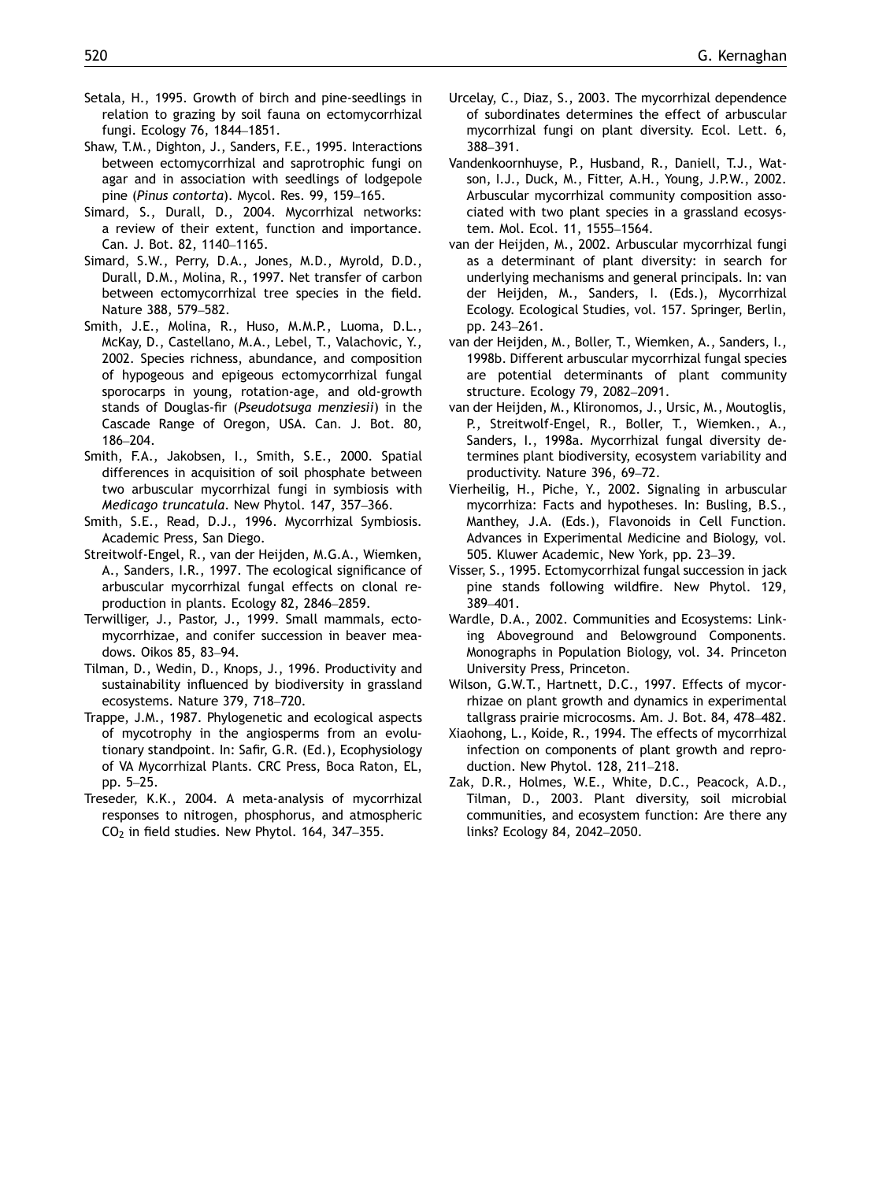Setala, H., 1995. Growth of birch and pine-seedlings in relation to grazing by soil fauna on ectomycorrhizal fungi. Ecology 76, 1844–1851.

Shaw, T.M., Dighton, J., Sanders, F.E., 1995. Interactions between ectomycorrhizal and saprotrophic fungi on agar and in association with seedlings of lodgepole pine (*Pinus contorta*). Mycol. Res. 99, 159–165.

Simard, S., Durall, D., 2004. Mycorrhizal networks: a review of their extent, function and importance. Can. J. Bot. 82, 1140–1165.

Simard, S.W., Perry, D.A., Jones, M.D., Myrold, D.D., Durall, D.M., Molina, R., 1997. Net transfer of carbon between ectomycorrhizal tree species in the field. Nature 388, 579–582.

Smith, J.E., Molina, R., Huso, M.M.P., Luoma, D.L., McKay, D., Castellano, M.A., Lebel, T., Valachovic, Y., 2002. Species richness, abundance, and composition of hypogeous and epigeous ectomycorrhizal fungal sporocarps in young, rotation-age, and old-growth stands of Douglas-fir (*Pseudotsuga menziesii*) in the Cascade Range of Oregon, USA. Can. J. Bot. 80, 186–204.

Smith, F.A., Jakobsen, I., Smith, S.E., 2000. Spatial differences in acquisition of soil phosphate between two arbuscular mycorrhizal fungi in symbiosis with *Medicago truncatula*. New Phytol. 147, 357–366.

Smith, S.E., Read, D.J., 1996. Mycorrhizal Symbiosis. Academic Press, San Diego.

Streitwolf-Engel, R., van der Heijden, M.G.A., Wiemken, A., Sanders, I.R., 1997. The ecological significance of arbuscular mycorrhizal fungal effects on clonal reproduction in plants. Ecology 82, 2846–2859.

Terwilliger, J., Pastor, J., 1999. Small mammals, ectomycorrhizae, and conifer succession in beaver meadows. Oikos 85, 83–94.

Tilman, D., Wedin, D., Knops, J., 1996. Productivity and sustainability influenced by biodiversity in grassland ecosystems. Nature 379, 718–720.

Trappe, J.M., 1987. Phylogenetic and ecological aspects of mycotrophy in the angiosperms from an evolutionary standpoint. In: Safir, G.R. (Ed.), Ecophysiology of VA Mycorrhizal Plants. CRC Press, Boca Raton, EL, pp. 5–25.

Treseder, K.K., 2004. A meta-analysis of mycorrhizal responses to nitrogen, phosphorus, and atmospheric $CO_2$ in field studies. New Phytol. 164, 347–355.

Urcelay, C., Diaz, S., 2003. The mycorrhizal dependence of subordinates determines the effect of arbuscular mycorrhizal fungi on plant diversity. Ecol. Lett. 6, 388–391.

Vandenkoornhuyse, P., Husband, R., Daniell, T.J., Watson, I.J., Duck, M., Fitter, A.H., Young, J.P.W., 2002. Arbuscular mycorrhizal community composition associated with two plant species in a grassland ecosystem. Mol. Ecol. 11, 1555–1564.

van der Heijden, M., 2002. Arbuscular mycorrhizal fungi as a determinant of plant diversity: in search for underlying mechanisms and general principals. In: van der Heijden, M., Sanders, I. (Eds.), Mycorrhizal Ecology. Ecological Studies, vol. 157. Springer, Berlin, pp. 243–261.

van der Heijden, M., Boller, T., Wiemken, A., Sanders, I., 1998b. Different arbuscular mycorrhizal fungal species are potential determinants of plant community structure. Ecology 79, 2082–2091.

van der Heijden, M., Klironomos, J., Ursic, M., Moutoglis, P., Streitwolf-Engel, R., Boller, T., Wiemken., A., Sanders, I., 1998a. Mycorrhizal fungal diversity determines plant biodiversity, ecosystem variability and productivity. Nature 396, 69–72.

Vierheilig, H., Piche, Y., 2002. Signaling in arbuscular mycorrhiza: Facts and hypotheses. In: Busling, B.S., Manthey, J.A. (Eds.), Flavonoids in Cell Function. Advances in Experimental Medicine and Biology, vol. 505. Kluwer Academic, New York, pp. 23–39.

Visser, S., 1995. Ectomycorrhizal fungal succession in jack pine stands following wildfire. New Phytol. 129, 389–401.

Wardle, D.A., 2002. Communities and Ecosystems: Linking Aboveground and Belowground Components. Monographs in Population Biology, vol. 34. Princeton University Press, Princeton.

Wilson, G.W.T., Hartnett, D.C., 1997. Effects of mycorrhizae on plant growth and dynamics in experimental tallgrass prairie microcosms. Am. J. Bot. 84, 478–482.

Xiaohong, L., Koide, R., 1994. The effects of mycorrhizal infection on components of plant growth and reproduction. New Phytol. 128, 211–218.

Zak, D.R., Holmes, W.E., White, D.C., Peacock, A.D., Tilman, D., 2003. Plant diversity, soil microbial communities, and ecosystem function: Are there any links? Ecology 84, 2042–2050.